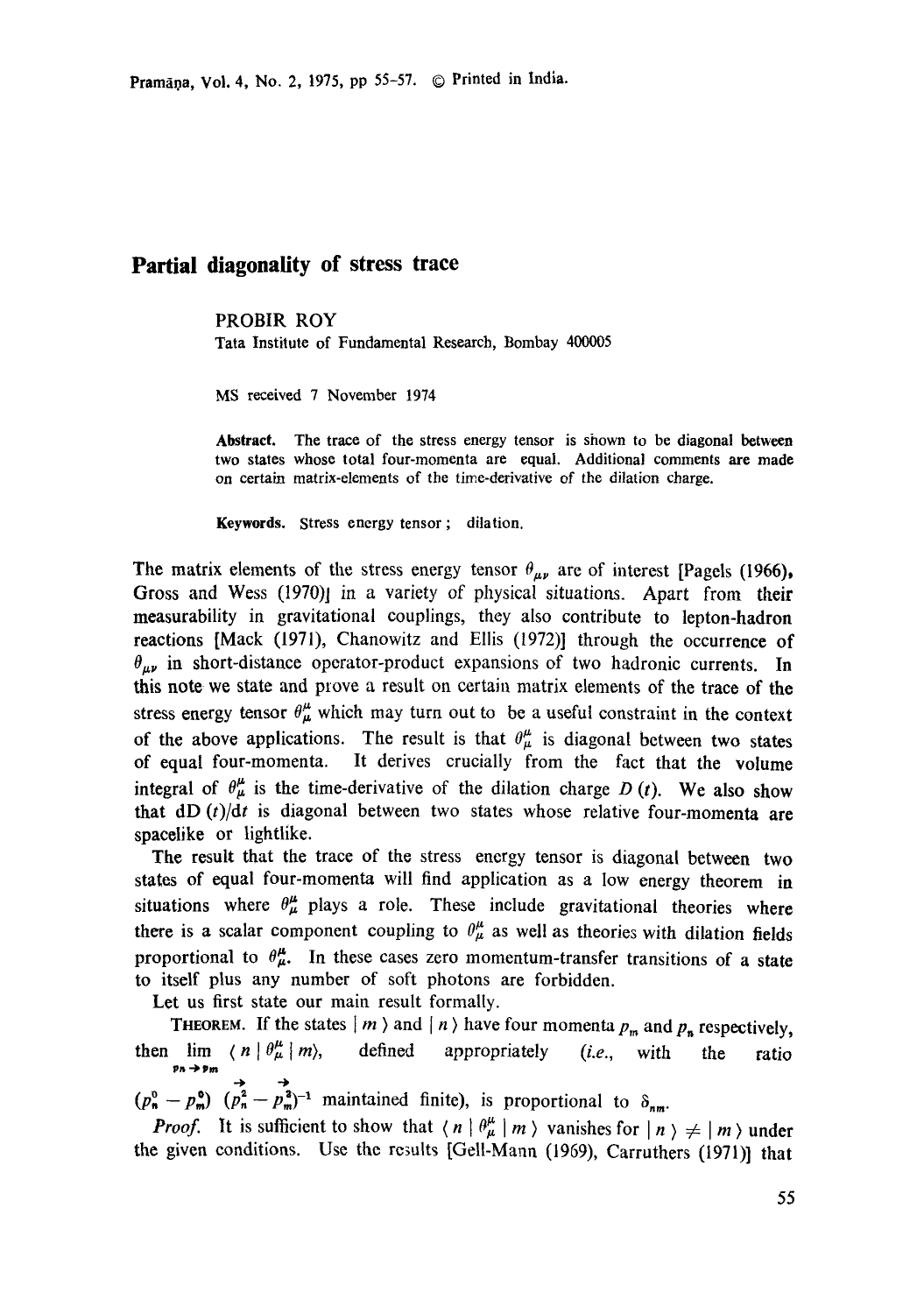# Partial diagonality of stress trace

PROBIR ROY

Tata Institute of Fundamental Research, Bombay 400005

MS received 7 November 1974

**Abstract.** The trace of the stress energy tensor is shown to be diagonal between two states whose total four-momenta are equal. Additional comments are made on certain matrix-elements of the time-derivative of the dilation charge.

**Keywords.** Stress energy tensor; dilation.

The matrix elements of the stress energy tensor $\theta_{\mu\nu}$ are of interest [Pagels (1966), Gross and Wess (1970)] in a variety of physical situations. Apart from their measurability in gravitational couplings, they also contribute to lepton-hadron reactions [Mack (1971), Chanowitz and Ellis (1972)] through the occurrence of $\theta_{\mu\nu}$ in short-distance operator-product expansions of two hadronic currents. In this note we state and prove a result on certain matrix elements of the trace of the stress energy tensor $\theta^{\mu}_{\mu}$ which may turn out to be a useful constraint in the context of the above applications. The result is that $\theta^{\mu}_{\mu}$ is diagonal between two states of equal four-momenta. It derives crucially from the fact that the volume integral of $\theta^{\mu}_{\mu}$ is the time-derivative of the dilation charge $D(t)$. We also show that $\mathrm{d}D(t)/\mathrm{d}t$ is diagonal between two states whose relative four-momenta are spacelike or lightlike.

The result that the trace of the stress energy tensor is diagonal between two states of equal four-momenta will find application as a low energy theorem in situations where $\theta^{\mu}_{\mu}$ plays a role. These include gravitational theories where there is a scalar component coupling to $\theta^{\mu}_{\mu}$ as well as theories with dilation fields proportional to $\theta^{\mu}_{\mu}$. In these cases zero momentum-transfer transitions of a state to itself plus any number of soft photons are forbidden.

Let us first state our main result formally.

THEOREM. If the states $|m\rangle$ and $|n\rangle$ have four momenta $p_m$ and $p_n$ respectively, then $\lim_{p_n \to p_m} \langle n | \theta^{\mu}_{\mu} | m \rangle$, defined appropriately (*i.e.*, with the ratio $(p^0_n - p^0_m)\,(\vec{p}^{\,2}_n - \vec{p}^{\,2}_m)^{-1}$ maintained finite), is proportional to $\delta_{nm}$.

*Proof.* It is sufficient to show that $\langle n | \theta^{\mu}_{\mu} | m \rangle$ vanishes for $|n\rangle \neq |m\rangle$ under the given conditions. Use the results [Gell-Mann (1969), Carruthers (1971)] that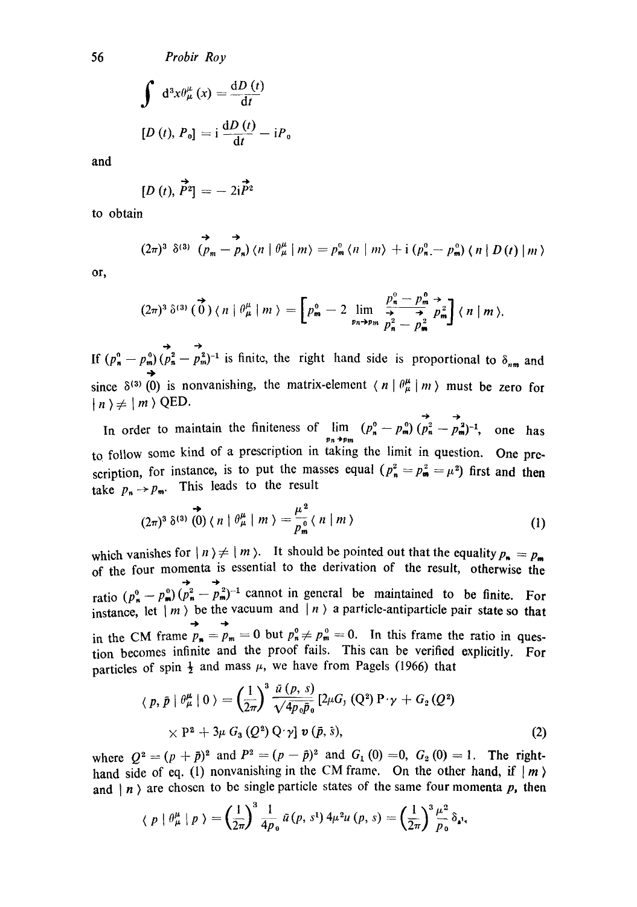$$\int d^3x\theta^\mu_\mu(x) = \frac{dD(t)}{dt}$$

$$[D(t), P_0] = i\frac{dD(t)}{dt} - iP_0$$

and

$$[D(t), \vec{P}^2] = -2i\vec{P}^2$$

to obtain

$$(2\pi)^3\,\delta^{(3)}(\vec{p}_m - \vec{p}_n)\langle n \mid \theta^\mu_\mu \mid m\rangle = p^0_m\langle n \mid m\rangle + i(p^0_n - p^0_m)\langle n \mid D(t) \mid m\rangle$$

or,

$$(2\pi)^3\,\delta^{(3)}(\vec{0})\langle n \mid \theta^\mu_\mu \mid m\rangle = \left[p^0_m - 2\lim_{p_n \to p_m}\frac{p^0_n - p^0_m}{\vec{p}^2_n - \vec{p}^2_m}\vec{p}^2_m\right]\langle n \mid m\rangle.$$

If $(p^0_n - p^0_m)(\vec{p}^2_n - \vec{p}^2_m)^{-1}$ is finite, the right hand side is proportional to $\delta_{nm}$ and since $\delta^{(3)}(\vec{0})$ is nonvanishing, the matrix-element $\langle n \mid \theta^\mu_\mu \mid m\rangle$ must be zero for $\mid n\rangle \neq \mid m\rangle$ QED.

In order to maintain the finiteness of $\lim\limits_{p_n \to p_m}(p^0_n - p^0_m)(\vec{p}^2_n - \vec{p}^2_m)^{-1}$, one has to follow some kind of a prescription in taking the limit in question. One prescription, for instance, is to put the masses equal ($p^2_n = p^2_m = \mu^2$) first and then take $p_n \to p_m$. This leads to the result

$$(2\pi)^3\,\delta^{(3)}(\vec{0})\langle n \mid \theta^\mu_\mu \mid m\rangle = \frac{\mu^2}{p^0_m}\langle n \mid m\rangle \tag{1}$$

which vanishes for $\mid n\rangle \neq \mid m\rangle$. It should be pointed out that the equality $p_n = p_m$ of the four momenta is essential to the derivation of the result, otherwise the ratio $(p^0_n - p^0_m)(\vec{p}^2_n - \vec{p}^2_m)^{-1}$ cannot in general be maintained to be finite. For instance, let $\mid m\rangle$ be the vacuum and $\mid n\rangle$ a particle-antiparticle pair state so that in the CM frame $\vec{p}_n = \vec{p}_m = 0$ but $p^0_n \neq p^0_m = 0$. In this frame the ratio in question becomes infinite and the proof fails. This can be verified explicitly. For particles of spin $\frac{1}{2}$ and mass $\mu$, we have from Pagels (1966) that

$$\langle p, \bar{p} \mid \theta^\mu_\mu \mid 0\rangle = \left(\frac{1}{2\pi}\right)^3\frac{\bar{u}(p, s)}{\sqrt{4p_0\bar{p}_0}}[2\mu G_1(Q^2)\,P\cdot\gamma + G_2(Q^2)$$
$$\times P^2 + 3\mu\, G_3(Q^2)\,Q\cdot\gamma]\,v(\bar{p}, \bar{s}), \tag{2}$$

where $Q^2 = (p + \bar{p})^2$ and $P^2 = (p - \bar{p})^2$ and $G_1(0) = 0$, $G_2(0) = 1$. The right-hand side of eq. (1) nonvanishing in the CM frame. On the other hand, if $\mid m\rangle$ and $\mid n\rangle$ are chosen to be single particle states of the same four momenta $p$, then

$$\langle p \mid \theta^\mu_\mu \mid p\rangle = \left(\frac{1}{2\pi}\right)^3\frac{1}{4p_0}\,\bar{u}(p, s^1)\,4\mu^2 u(p, s) = \left(\frac{1}{2\pi}\right)^3\frac{\mu^2}{p_0}\delta_{s^1 s}$$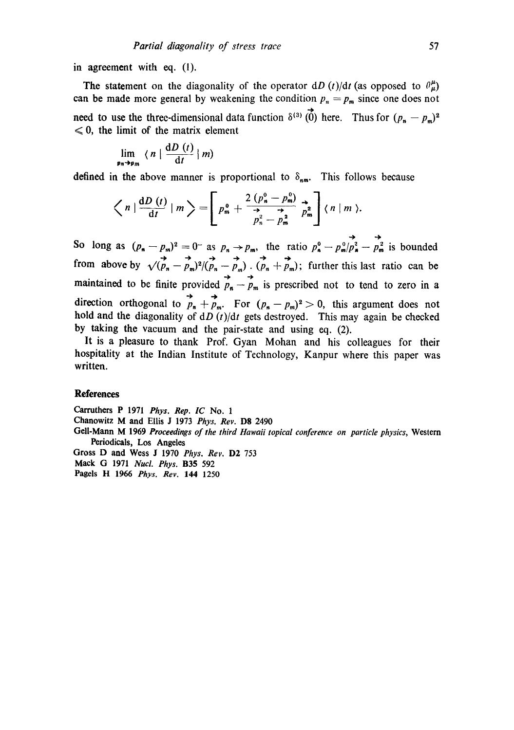in agreement with eq. (1).

The statement on the diagonality of the operator $\mathrm{d}D(t)/\mathrm{d}t$ (as opposed to $\theta^{\mu}_{\mu}$) can be made more general by weakening the condition $p_n = p_m$ since one does not need to use the three-dimensional data function $\delta^{(3)}(\vec{0})$ here. Thus for $(p_n - p_m)^2 \leqslant 0$, the limit of the matrix element

$$\lim_{p_n \to p_m} \langle n \mid \frac{\mathrm{d}D(t)}{\mathrm{d}t} \mid m)$$

defined in the above manner is proportional to $\delta_{nm}$. This follows because

$$\left\langle n \mid \frac{\mathrm{d}D(t)}{\mathrm{d}t} \mid m \right\rangle = \left[ p^0_m + \frac{2\,(p^0_n - p^0_m)}{\vec{p}^{\,2}_n - \vec{p}^{\,2}_m}\, \vec{p}^{\,2}_m \right] \langle n \mid m \rangle.$$

So long as $(p_n - p_m)^2 = 0^-$ as $p_n \to p_m$, the ratio $p^0_n - p^0_m / \vec{p}^{\,2}_n - \vec{p}^{\,2}_m$ is bounded from above by $\sqrt{(\vec{p}_n - \vec{p}_m)^2}/(\vec{p}_n - \vec{p}_m) \cdot (\vec{p}_n + \vec{p}_m)$; further this last ratio can be maintained to be finite provided $\vec{p}_n - \vec{p}_m$ is prescribed not to tend to zero in a direction orthogonal to $\vec{p}_n + \vec{p}_m$. For $(p_n - p_m)^2 > 0$, this argument does not hold and the diagonality of $\mathrm{d}D(t)/\mathrm{d}t$ gets destroyed. This may again be checked by taking the vacuum and the pair-state and using eq. (2).

It is a pleasure to thank Prof. Gyan Mohan and his colleagues for their hospitality at the Indian Institute of Technology, Kanpur where this paper was written.

## References

Carruthers P 1971 *Phys. Rep.* **IC** No. 1

Chanowitz M and Ellis J 1973 *Phys. Rev.* **D8** 2490

Gell-Mann M 1969 *Proceedings of the third Hawaii topical conference on particle physics*, Western Periodicals, Los Angeles

Gross D and Wess J 1970 *Phys. Rev.* **D2** 753

Mack G 1971 *Nucl. Phys.* **B35** 592

Pagels H 1966 *Phys. Rev.* **144** 1250